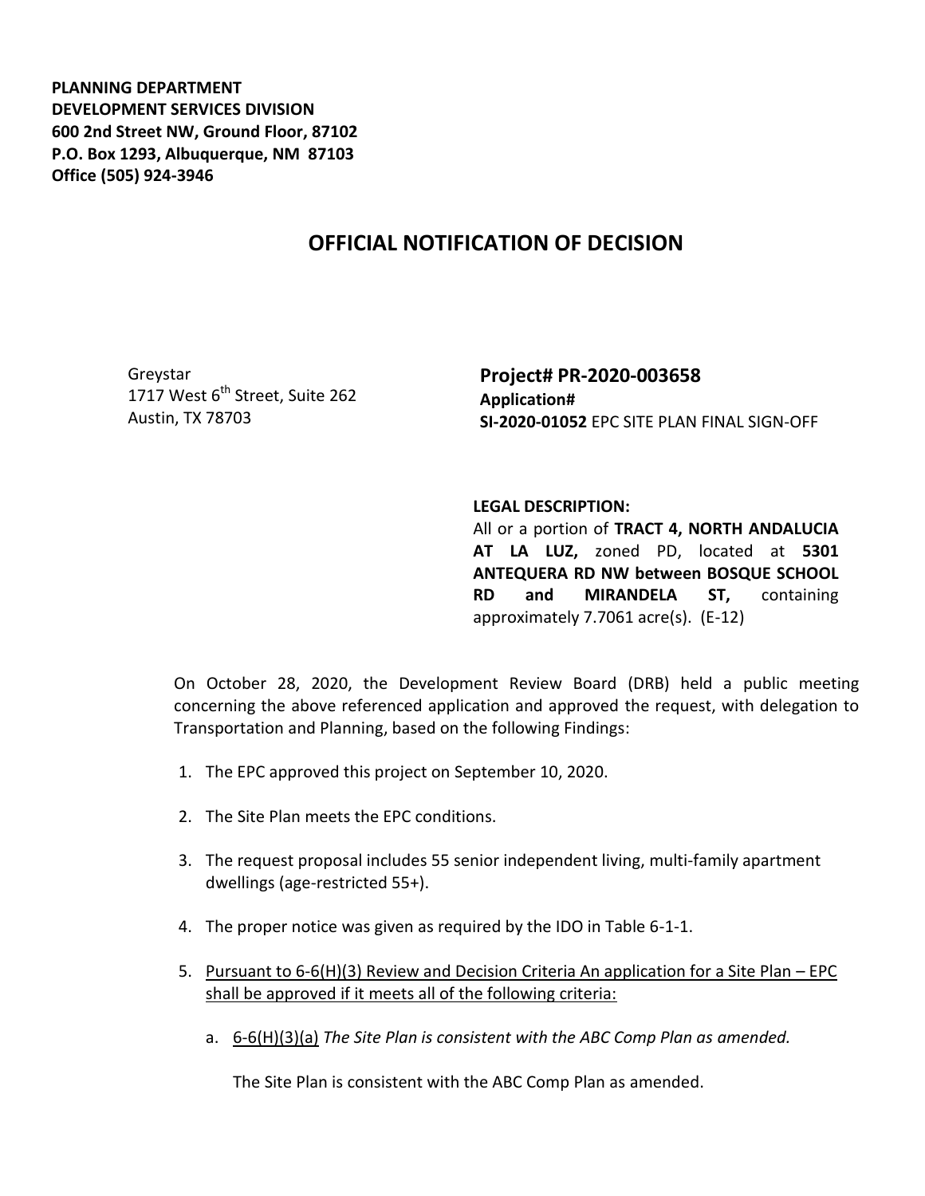**PLANNING DEPARTMENT**
**DEVELOPMENT SERVICES DIVISION**
**600 2nd Street NW, Ground Floor, 87102**
**P.O. Box 1293, Albuquerque, NM 87103**
**Office (505) 924-3946**

# OFFICIAL NOTIFICATION OF DECISION

Greystar
1717 West 6th Street, Suite 262
Austin, TX 78703

**Project# PR-2020-003658**
**Application#**
**SI-2020-01052** EPC SITE PLAN FINAL SIGN-OFF

**LEGAL DESCRIPTION:**
All or a portion of **TRACT 4, NORTH ANDALUCIA AT LA LUZ,** zoned PD, located at **5301 ANTEQUERA RD NW between BOSQUE SCHOOL RD and MIRANDELA ST,** containing approximately 7.7061 acre(s). (E-12)

On October 28, 2020, the Development Review Board (DRB) held a public meeting concerning the above referenced application and approved the request, with delegation to Transportation and Planning, based on the following Findings:

1. The EPC approved this project on September 10, 2020.
2. The Site Plan meets the EPC conditions.
3. The request proposal includes 55 senior independent living, multi-family apartment dwellings (age-restricted 55+).
4. The proper notice was given as required by the IDO in Table 6-1-1.
5. Pursuant to 6-6(H)(3) Review and Decision Criteria An application for a Site Plan – EPC shall be approved if it meets all of the following criteria:

   a. 6-6(H)(3)(a) *The Site Plan is consistent with the ABC Comp Plan as amended.*

      The Site Plan is consistent with the ABC Comp Plan as amended.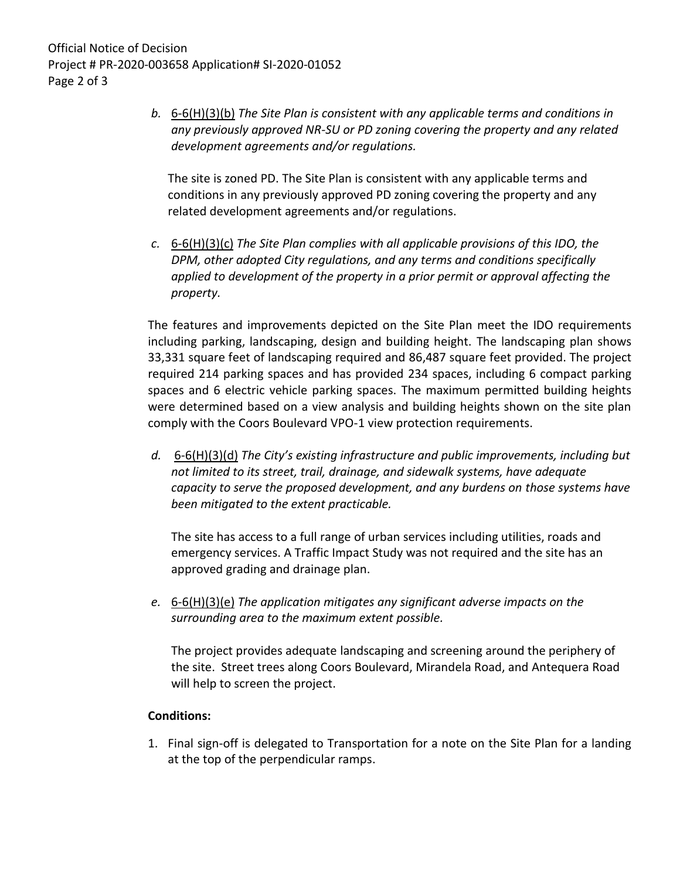*b.* <u>6-6(H)(3)(b)</u> *The Site Plan is consistent with any applicable terms and conditions in any previously approved NR-SU or PD zoning covering the property and any related development agreements and/or regulations.*

The site is zoned PD. The Site Plan is consistent with any applicable terms and conditions in any previously approved PD zoning covering the property and any related development agreements and/or regulations.

*c.* <u>6-6(H)(3)(c)</u> *The Site Plan complies with all applicable provisions of this IDO, the DPM, other adopted City regulations, and any terms and conditions specifically applied to development of the property in a prior permit or approval affecting the property.*

The features and improvements depicted on the Site Plan meet the IDO requirements including parking, landscaping, design and building height. The landscaping plan shows 33,331 square feet of landscaping required and 86,487 square feet provided. The project required 214 parking spaces and has provided 234 spaces, including 6 compact parking spaces and 6 electric vehicle parking spaces. The maximum permitted building heights were determined based on a view analysis and building heights shown on the site plan comply with the Coors Boulevard VPO-1 view protection requirements.

*d.* <u>6-6(H)(3)(d)</u> *The City's existing infrastructure and public improvements, including but not limited to its street, trail, drainage, and sidewalk systems, have adequate capacity to serve the proposed development, and any burdens on those systems have been mitigated to the extent practicable.*

The site has access to a full range of urban services including utilities, roads and emergency services. A Traffic Impact Study was not required and the site has an approved grading and drainage plan.

*e.* <u>6-6(H)(3)(e)</u> *The application mitigates any significant adverse impacts on the surrounding area to the maximum extent possible.*

The project provides adequate landscaping and screening around the periphery of the site. Street trees along Coors Boulevard, Mirandela Road, and Antequera Road will help to screen the project.

**Conditions:**

1. Final sign-off is delegated to Transportation for a note on the Site Plan for a landing at the top of the perpendicular ramps.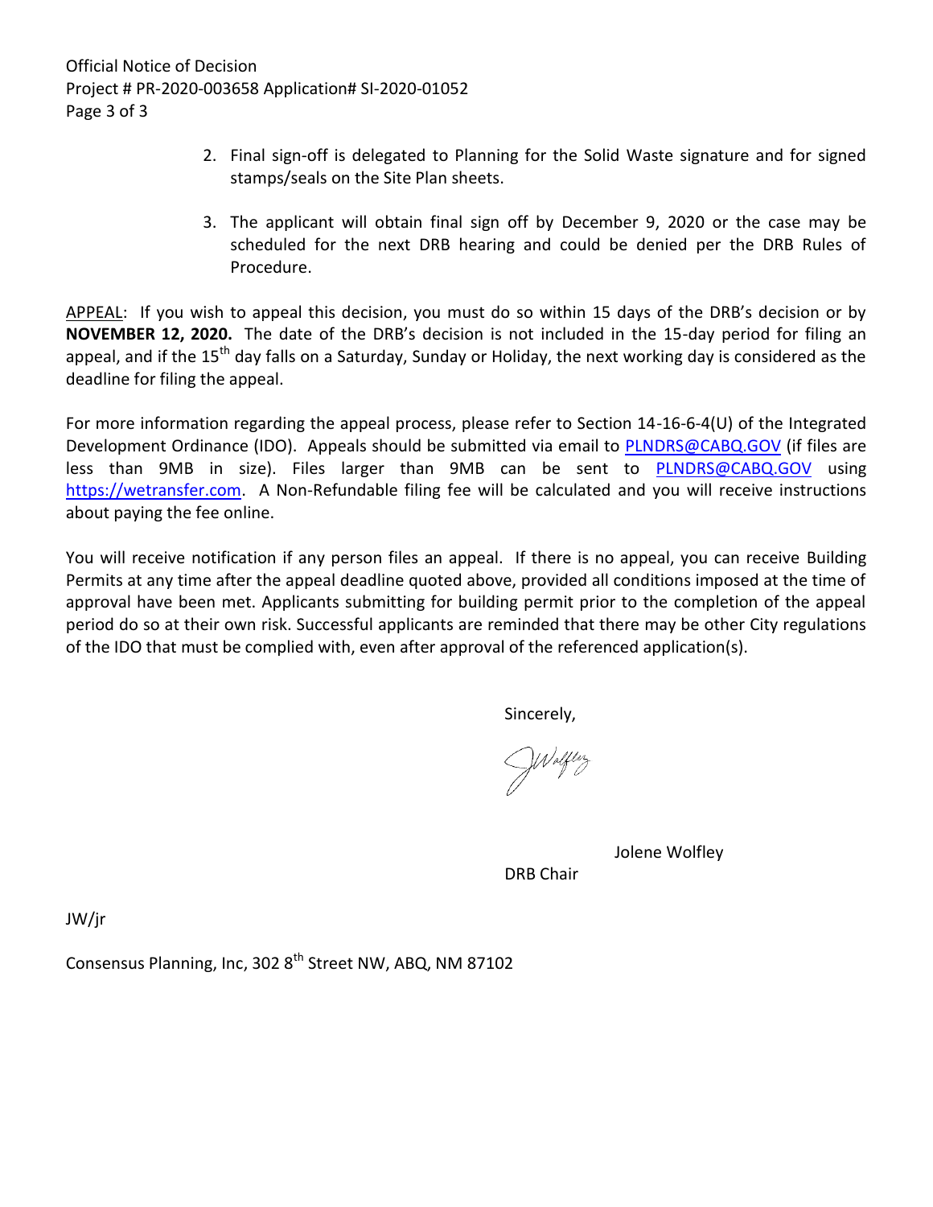2. Final sign-off is delegated to Planning for the Solid Waste signature and for signed stamps/seals on the Site Plan sheets.

3. The applicant will obtain final sign off by December 9, 2020 or the case may be scheduled for the next DRB hearing and could be denied per the DRB Rules of Procedure.

APPEAL: If you wish to appeal this decision, you must do so within 15 days of the DRB's decision or by **NOVEMBER 12, 2020.** The date of the DRB's decision is not included in the 15-day period for filing an appeal, and if the 15th day falls on a Saturday, Sunday or Holiday, the next working day is considered as the deadline for filing the appeal.

For more information regarding the appeal process, please refer to Section 14-16-6-4(U) of the Integrated Development Ordinance (IDO). Appeals should be submitted via email to PLNDRS@CABQ.GOV (if files are less than 9MB in size). Files larger than 9MB can be sent to PLNDRS@CABQ.GOV using https://wetransfer.com. A Non-Refundable filing fee will be calculated and you will receive instructions about paying the fee online.

You will receive notification if any person files an appeal. If there is no appeal, you can receive Building Permits at any time after the appeal deadline quoted above, provided all conditions imposed at the time of approval have been met. Applicants submitting for building permit prior to the completion of the appeal period do so at their own risk. Successful applicants are reminded that there may be other City regulations of the IDO that must be complied with, even after approval of the referenced application(s).

Sincerely,

Jolene Wolfley
DRB Chair

JW/jr

Consensus Planning, Inc, 302 8th Street NW, ABQ, NM 87102